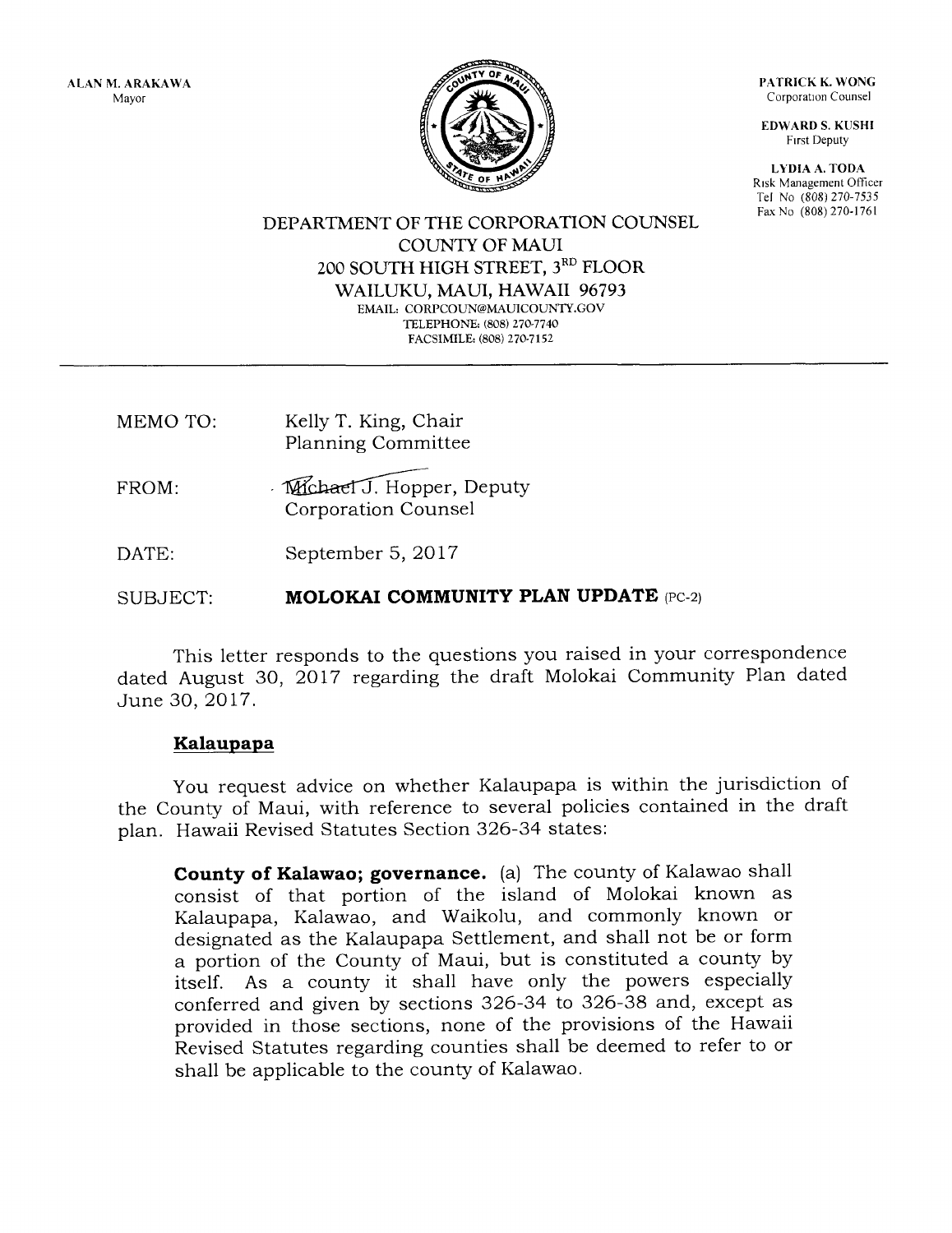ALAN M. ARAKAWA
Mayor

PATRICK K. WONG
Corporation Counsel

EDWARD S. KUSHI
First Deputy

LYDIA A. TODA
Risk Management Officer
Tel No (808) 270-7535
Fax No (808) 270-1761

DEPARTMENT OF THE CORPORATION COUNSEL
COUNTY OF MAUI
200 SOUTH HIGH STREET, 3RD FLOOR
WAILUKU, MAUI, HAWAII 96793
EMAIL: CORPCOUN@MAUICOUNTY.GOV
TELEPHONE: (808) 270-7740
FACSIMILE: (808) 270-7152

---

MEMO TO: Kelly T. King, Chair
Planning Committee

FROM: Michael J. Hopper, Deputy
Corporation Counsel

DATE: September 5, 2017

SUBJECT: **MOLOKAI COMMUNITY PLAN UPDATE** (PC-2)

This letter responds to the questions you raised in your correspondence dated August 30, 2017 regarding the draft Molokai Community Plan dated June 30, 2017.

**Kalaupapa**

You request advice on whether Kalaupapa is within the jurisdiction of the County of Maui, with reference to several policies contained in the draft plan. Hawaii Revised Statutes Section 326-34 states:

> **County of Kalawao; governance.** (a) The county of Kalawao shall consist of that portion of the island of Molokai known as Kalaupapa, Kalawao, and Waikolu, and commonly known or designated as the Kalaupapa Settlement, and shall not be or form a portion of the County of Maui, but is constituted a county by itself. As a county it shall have only the powers especially conferred and given by sections 326-34 to 326-38 and, except as provided in those sections, none of the provisions of the Hawaii Revised Statutes regarding counties shall be deemed to refer to or shall be applicable to the county of Kalawao.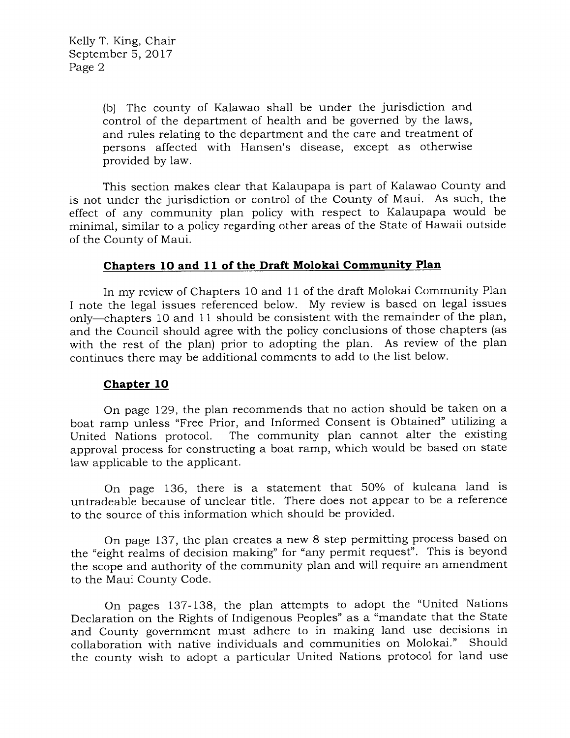(b) The county of Kalawao shall be under the jurisdiction and control of the department of health and be governed by the laws, and rules relating to the department and the care and treatment of persons affected with Hansen's disease, except as otherwise provided by law.

This section makes clear that Kalaupapa is part of Kalawao County and is not under the jurisdiction or control of the County of Maui. As such, the effect of any community plan policy with respect to Kalaupapa would be minimal, similar to a policy regarding other areas of the State of Hawaii outside of the County of Maui.

## Chapters 10 and 11 of the Draft Molokai Community Plan

In my review of Chapters 10 and 11 of the draft Molokai Community Plan I note the legal issues referenced below. My review is based on legal issues only—chapters 10 and 11 should be consistent with the remainder of the plan, and the Council should agree with the policy conclusions of those chapters (as with the rest of the plan) prior to adopting the plan. As review of the plan continues there may be additional comments to add to the list below.

### Chapter 10

On page 129, the plan recommends that no action should be taken on a boat ramp unless "Free Prior, and Informed Consent is Obtained" utilizing a United Nations protocol. The community plan cannot alter the existing approval process for constructing a boat ramp, which would be based on state law applicable to the applicant.

On page 136, there is a statement that 50% of kuleana land is untradeable because of unclear title. There does not appear to be a reference to the source of this information which should be provided.

On page 137, the plan creates a new 8 step permitting process based on the "eight realms of decision making" for "any permit request". This is beyond the scope and authority of the community plan and will require an amendment to the Maui County Code.

On pages 137-138, the plan attempts to adopt the "United Nations Declaration on the Rights of Indigenous Peoples" as a "mandate that the State and County government must adhere to in making land use decisions in collaboration with native individuals and communities on Molokai." Should the county wish to adopt a particular United Nations protocol for land use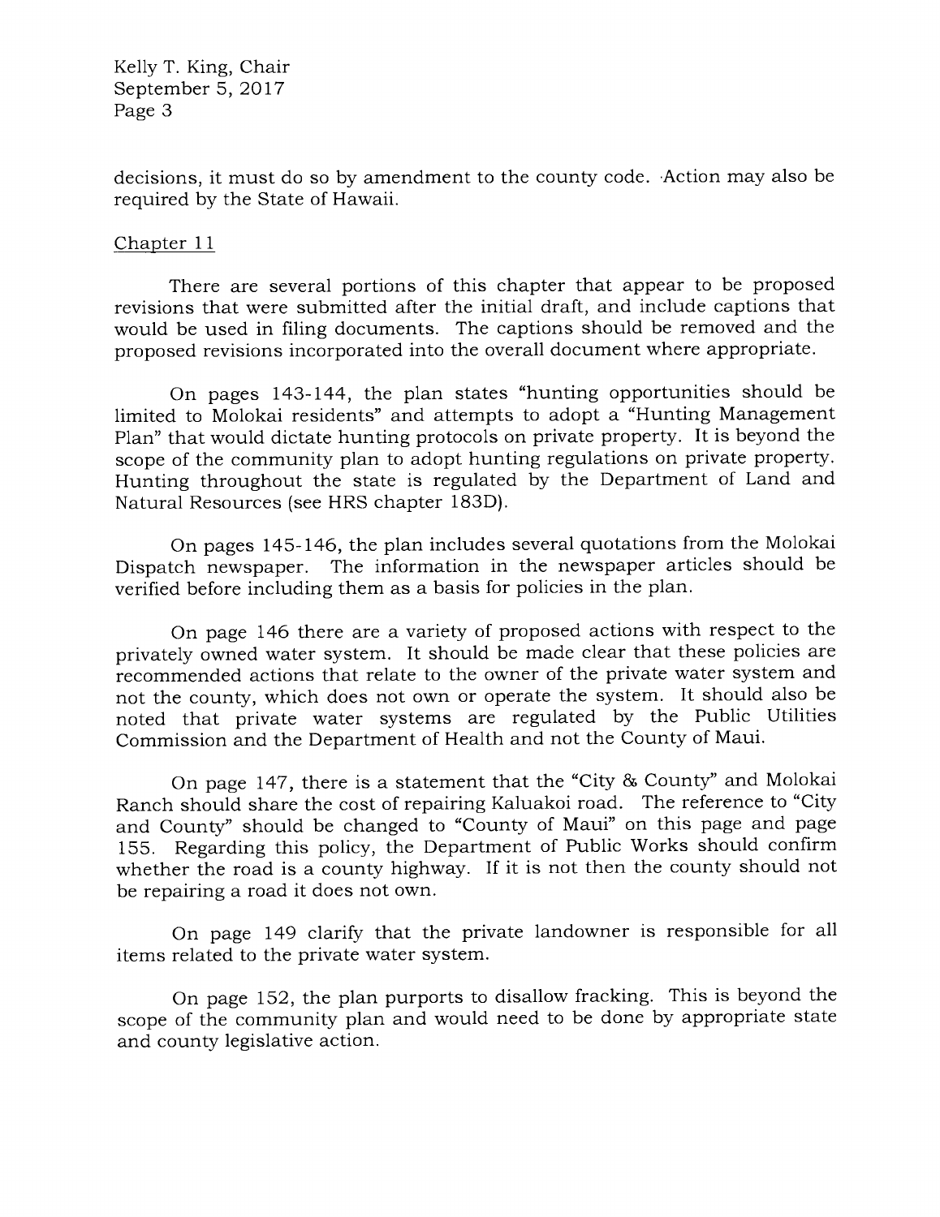decisions, it must do so by amendment to the county code. Action may also be required by the State of Hawaii.

Chapter 11

There are several portions of this chapter that appear to be proposed revisions that were submitted after the initial draft, and include captions that would be used in filing documents. The captions should be removed and the proposed revisions incorporated into the overall document where appropriate.

On pages 143-144, the plan states "hunting opportunities should be limited to Molokai residents" and attempts to adopt a "Hunting Management Plan" that would dictate hunting protocols on private property. It is beyond the scope of the community plan to adopt hunting regulations on private property. Hunting throughout the state is regulated by the Department of Land and Natural Resources (see HRS chapter 183D).

On pages 145-146, the plan includes several quotations from the Molokai Dispatch newspaper. The information in the newspaper articles should be verified before including them as a basis for policies in the plan.

On page 146 there are a variety of proposed actions with respect to the privately owned water system. It should be made clear that these policies are recommended actions that relate to the owner of the private water system and not the county, which does not own or operate the system. It should also be noted that private water systems are regulated by the Public Utilities Commission and the Department of Health and not the County of Maui.

On page 147, there is a statement that the "City & County" and Molokai Ranch should share the cost of repairing Kaluakoi road. The reference to "City and County" should be changed to "County of Maui" on this page and page 155. Regarding this policy, the Department of Public Works should confirm whether the road is a county highway. If it is not then the county should not be repairing a road it does not own.

On page 149 clarify that the private landowner is responsible for all items related to the private water system.

On page 152, the plan purports to disallow fracking. This is beyond the scope of the community plan and would need to be done by appropriate state and county legislative action.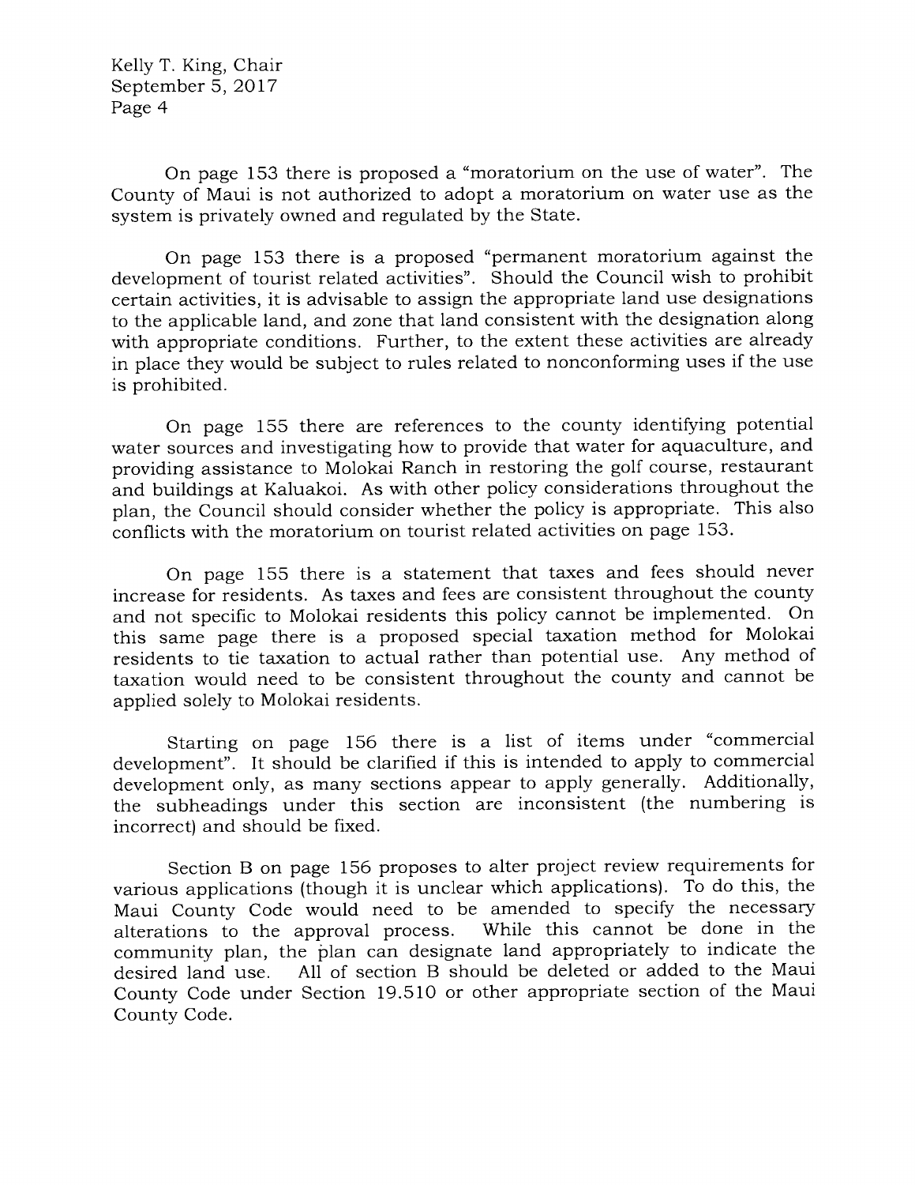On page 153 there is proposed a "moratorium on the use of water". The County of Maui is not authorized to adopt a moratorium on water use as the system is privately owned and regulated by the State.

On page 153 there is a proposed "permanent moratorium against the development of tourist related activities". Should the Council wish to prohibit certain activities, it is advisable to assign the appropriate land use designations to the applicable land, and zone that land consistent with the designation along with appropriate conditions. Further, to the extent these activities are already in place they would be subject to rules related to nonconforming uses if the use is prohibited.

On page 155 there are references to the county identifying potential water sources and investigating how to provide that water for aquaculture, and providing assistance to Molokai Ranch in restoring the golf course, restaurant and buildings at Kaluakoi. As with other policy considerations throughout the plan, the Council should consider whether the policy is appropriate. This also conflicts with the moratorium on tourist related activities on page 153.

On page 155 there is a statement that taxes and fees should never increase for residents. As taxes and fees are consistent throughout the county and not specific to Molokai residents this policy cannot be implemented. On this same page there is a proposed special taxation method for Molokai residents to tie taxation to actual rather than potential use. Any method of taxation would need to be consistent throughout the county and cannot be applied solely to Molokai residents.

Starting on page 156 there is a list of items under "commercial development". It should be clarified if this is intended to apply to commercial development only, as many sections appear to apply generally. Additionally, the subheadings under this section are inconsistent (the numbering is incorrect) and should be fixed.

Section B on page 156 proposes to alter project review requirements for various applications (though it is unclear which applications). To do this, the Maui County Code would need to be amended to specify the necessary alterations to the approval process. While this cannot be done in the community plan, the plan can designate land appropriately to indicate the desired land use. All of section B should be deleted or added to the Maui County Code under Section 19.510 or other appropriate section of the Maui County Code.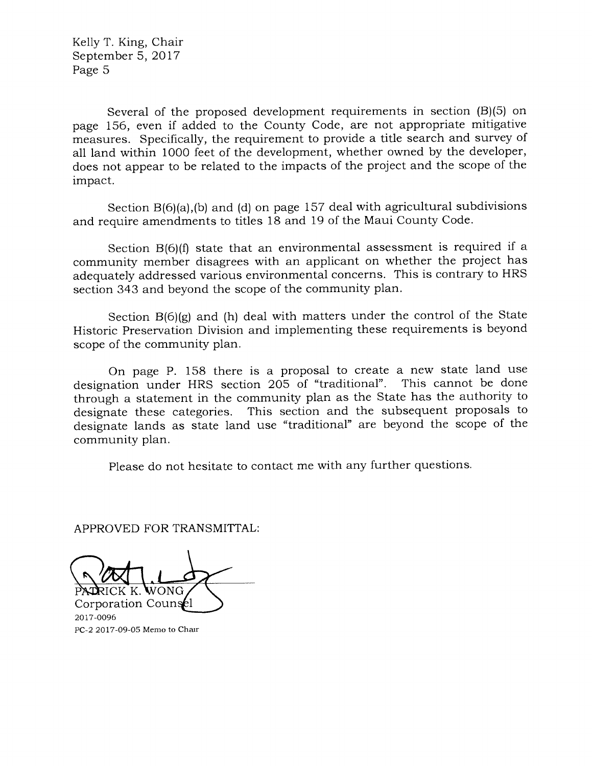Several of the proposed development requirements in section (B)(5) on page 156, even if added to the County Code, are not appropriate mitigative measures. Specifically, the requirement to provide a title search and survey of all land within 1000 feet of the development, whether owned by the developer, does not appear to be related to the impacts of the project and the scope of the impact.

Section B(6)(a),(b) and (d) on page 157 deal with agricultural subdivisions and require amendments to titles 18 and 19 of the Maui County Code.

Section B(6)(f) state that an environmental assessment is required if a community member disagrees with an applicant on whether the project has adequately addressed various environmental concerns. This is contrary to HRS section 343 and beyond the scope of the community plan.

Section B(6)(g) and (h) deal with matters under the control of the State Historic Preservation Division and implementing these requirements is beyond scope of the community plan.

On page P. 158 there is a proposal to create a new state land use designation under HRS section 205 of "traditional". This cannot be done through a statement in the community plan as the State has the authority to designate these categories. This section and the subsequent proposals to designate lands as state land use "traditional" are beyond the scope of the community plan.

Please do not hesitate to contact me with any further questions.

APPROVED FOR TRANSMITTAL:

PATRICK K. WONG
Corporation Counsel

2017-0096
PC-2 2017-09-05 Memo to Chair